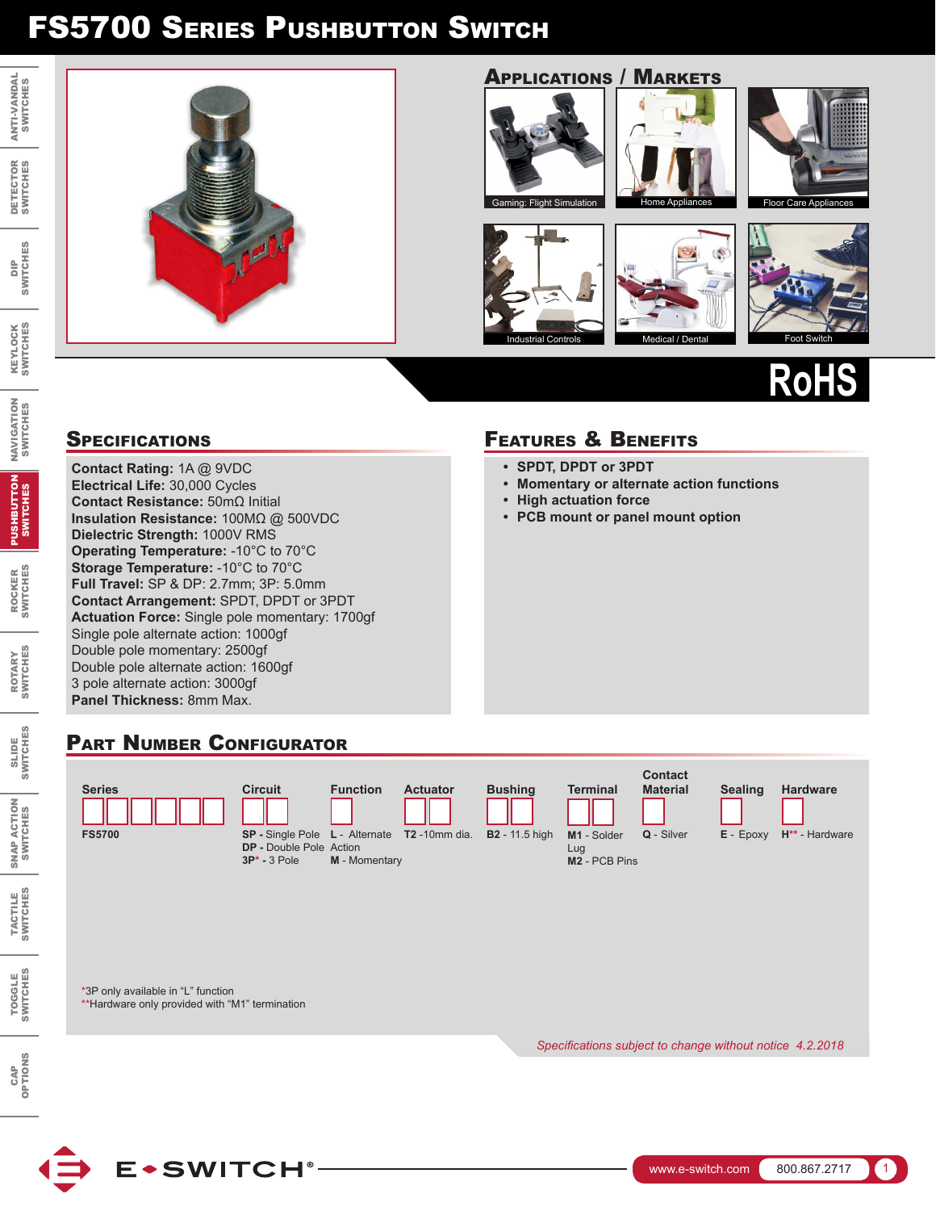# FS5700 Series Pushbutton Switch

## Applications / Markets

Gaming: Flight Simulation

Home Appliances

Floor Care Appliances

Industrial Controls

Medical / Dental

Foot Switch

RoHS

## Specifications

**Contact Rating:** 1A @ 9VDC
**Electrical Life:** 30,000 Cycles
**Contact Resistance:** 50mΩ Initial
**Insulation Resistance:** 100MΩ @ 500VDC
**Dielectric Strength:** 1000V RMS
**Operating Temperature:** -10°C to 70°C
**Storage Temperature:** -10°C to 70°C
**Full Travel:** SP & DP: 2.7mm; 3P: 5.0mm
**Contact Arrangement:** SPDT, DPDT or 3PDT
**Actuation Force:** Single pole momentary: 1700gf
Single pole alternate action: 1000gf
Double pole momentary: 2500gf
Double pole alternate action: 1600gf
3 pole alternate action: 3000gf
**Panel Thickness:** 8mm Max.

## Features & Benefits

- **SPDT, DPDT or 3PDT**
- **Momentary or alternate action functions**
- **High actuation force**
- **PCB mount or panel mount option**

## Part Number Configurator

| Series | Circuit | Function | Actuator | Bushing | Terminal | Contact Material | Sealing | Hardware |
|---|---|---|---|---|---|---|---|---|
| **FS5700** | **SP -** Single Pole<br>**DP -** Double Pole<br>**3P*** - 3 Pole | **L** - Alternate Action<br>**M** - Momentary | **T2** -10mm dia. | **B2** - 11.5 high | **M1** - Solder Lug<br>**M2** - PCB Pins | **Q** - Silver | **E** - Epoxy | **H**** - Hardware |

*3P only available in "L" function
**Hardware only provided with "M1" termination

*Specifications subject to change without notice 4.2.2018*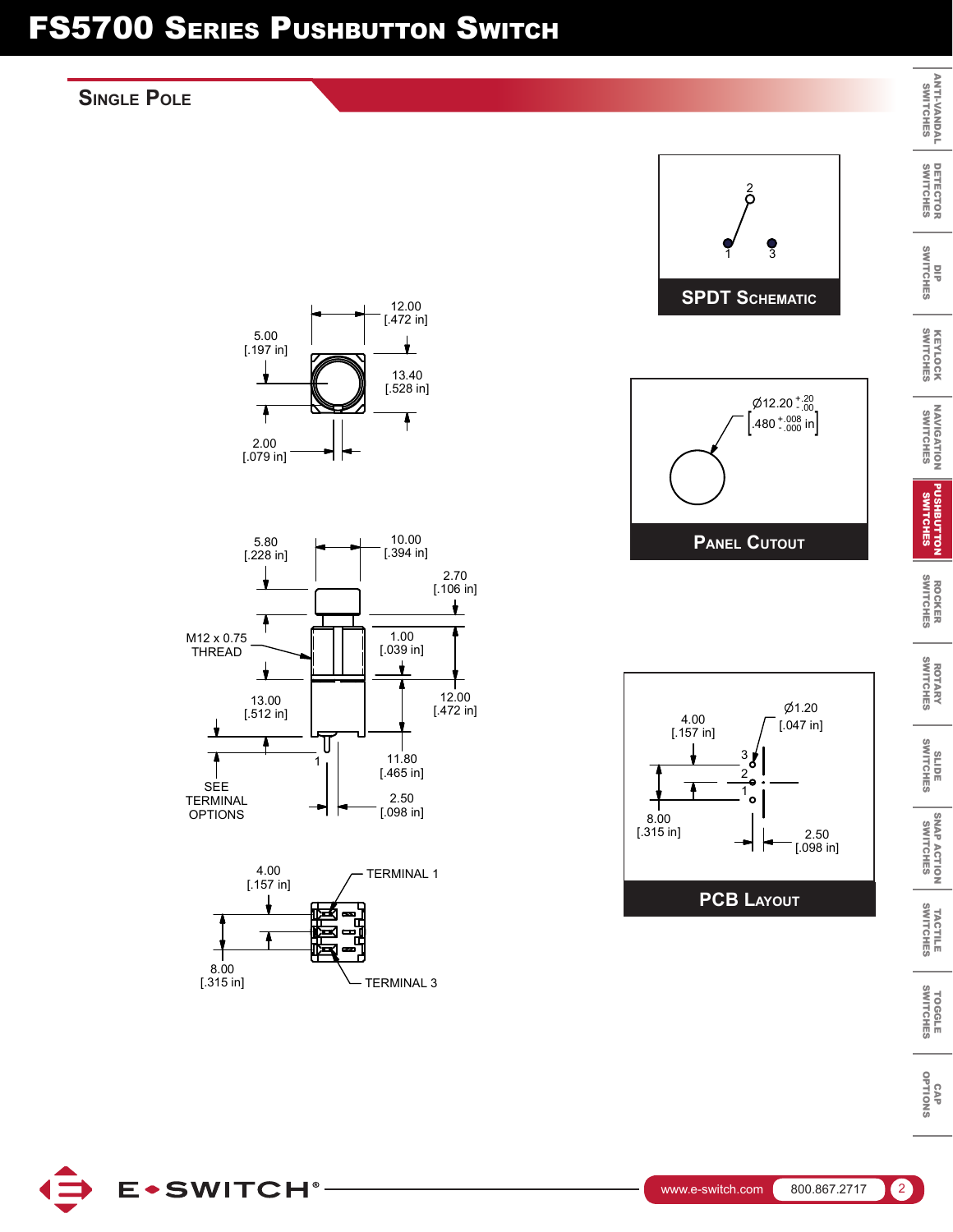# FS5700 Series Pushbutton Switch

## Single Pole

12.00
[.472 in]

5.00
[.197 in]

13.40
[.528 in]

2.00
[.079 in]

5.80
[.228 in]

10.00
[.394 in]

2.70
[.106 in]

M12 x 0.75
THREAD

1.00
[.039 in]

13.00
[.512 in]

12.00
[.472 in]

1

11.80
[.465 in]

SEE
TERMINAL
OPTIONS

2.50
[.098 in]

4.00
[.157 in]

TERMINAL 1

8.00
[.315 in]

TERMINAL 3

### SPDT Schematic

2

1 3

### Panel Cutout

Ø12.20 $^{+.20}_{-.00}$

[.480 $^{+.008}_{-.000}$ in]

### PCB Layout

4.00
[.157 in]

Ø1.20
[.047 in]

3
2
1

8.00
[.315 in]

2.50
[.098 in]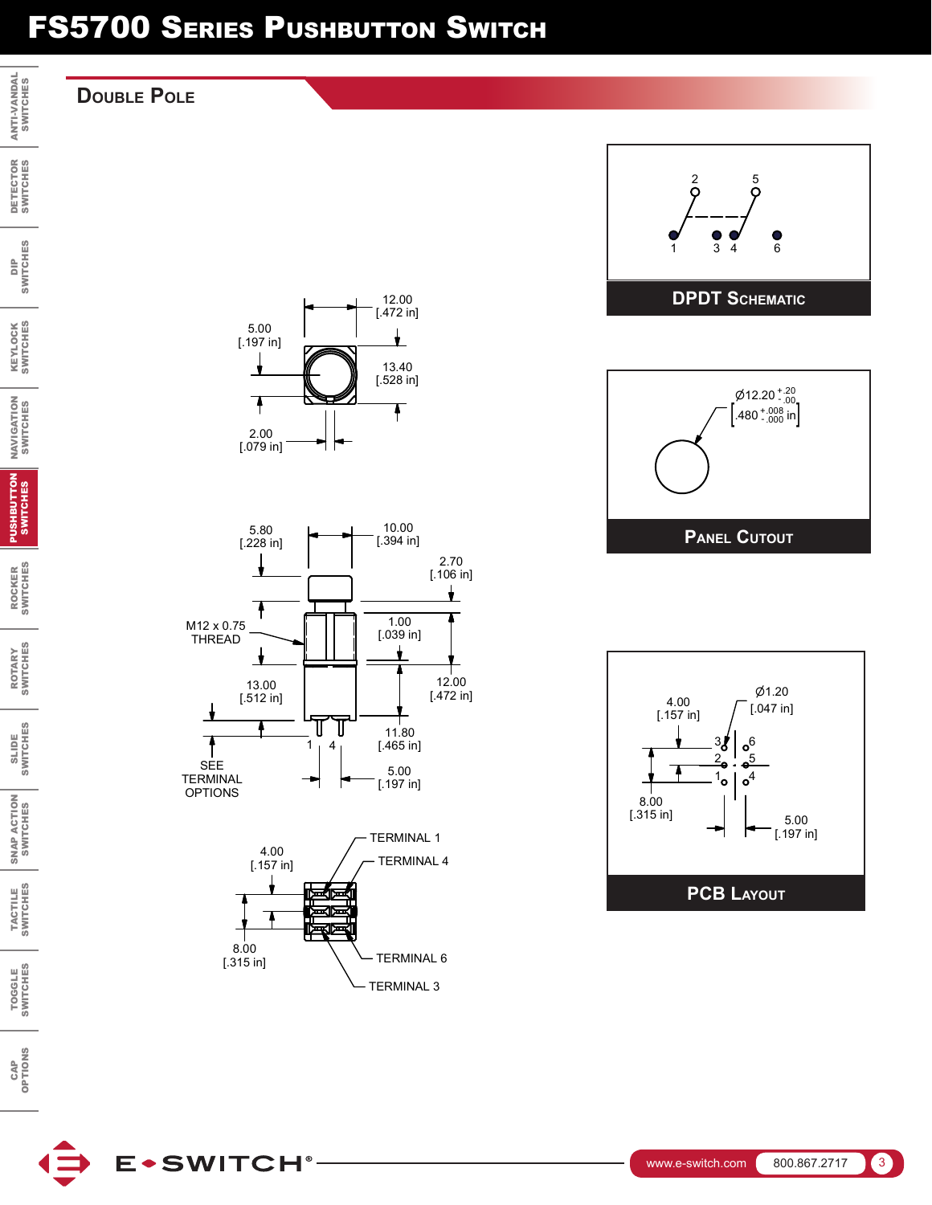# FS5700 Series Pushbutton Switch

## Double Pole

5.00 [.197 in]

12.00 [.472 in]

13.40 [.528 in]

2.00 [.079 in]

5.80 [.228 in]

10.00 [.394 in]

2.70 [.106 in]

M12 x 0.75 THREAD

1.00 [.039 in]

13.00 [.512 in]

12.00 [.472 in]

11.80 [.465 in]

1 4

SEE TERMINAL OPTIONS

5.00 [.197 in]

4.00 [.157 in]

TERMINAL 1

TERMINAL 4

8.00 [.315 in]

TERMINAL 6

TERMINAL 3

2 5

1 3 4 6

**DPDT Schematic**

Ø12.20 $^{+.20}_{-.00}$ [.480 $^{+.008}_{-.000}$ in]

**Panel Cutout**

4.00 [.157 in]

Ø1.20 [.047 in]

3 6

2 5

1 4

8.00 [.315 in]

5.00 [.197 in]

**PCB Layout**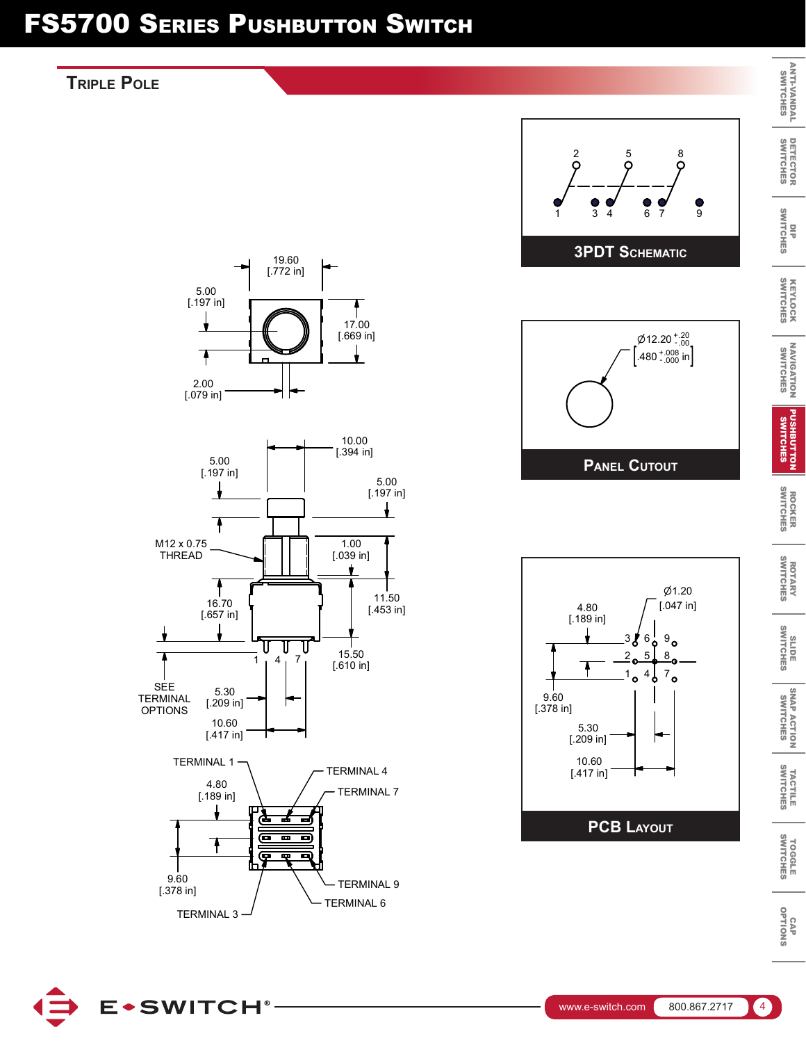# FS5700 Series Pushbutton Switch

## Triple Pole

19.60 [.772 in]

5.00 [.197 in]

17.00 [.669 in]

2.00 [.079 in]

10.00 [.394 in]

5.00 [.197 in]

5.00 [.197 in]

M12 x 0.75 THREAD

1.00 [.039 in]

16.70 [.657 in]

11.50 [.453 in]

15.50 [.610 in]

1 4 7

SEE TERMINAL OPTIONS

5.30 [.209 in]

10.60 [.417 in]

TERMINAL 1

TERMINAL 4

TERMINAL 7

4.80 [.189 in]

9.60 [.378 in]

TERMINAL 9

TERMINAL 6

TERMINAL 3

### 3PDT Schematic

2 5 8

1 3 4 6 7 9

### Panel Cutout

Ø12.20 $^{+.20}_{-.00}$ [.480 $^{+.008}_{-.000}$ in]

### PCB Layout

Ø1.20 [.047 in]

4.80 [.189 in]

3 6 9

2 5 8

1 4 7

9.60 [.378 in]

5.30 [.209 in]

10.60 [.417 in]

www.e-switch.com 800.867.2717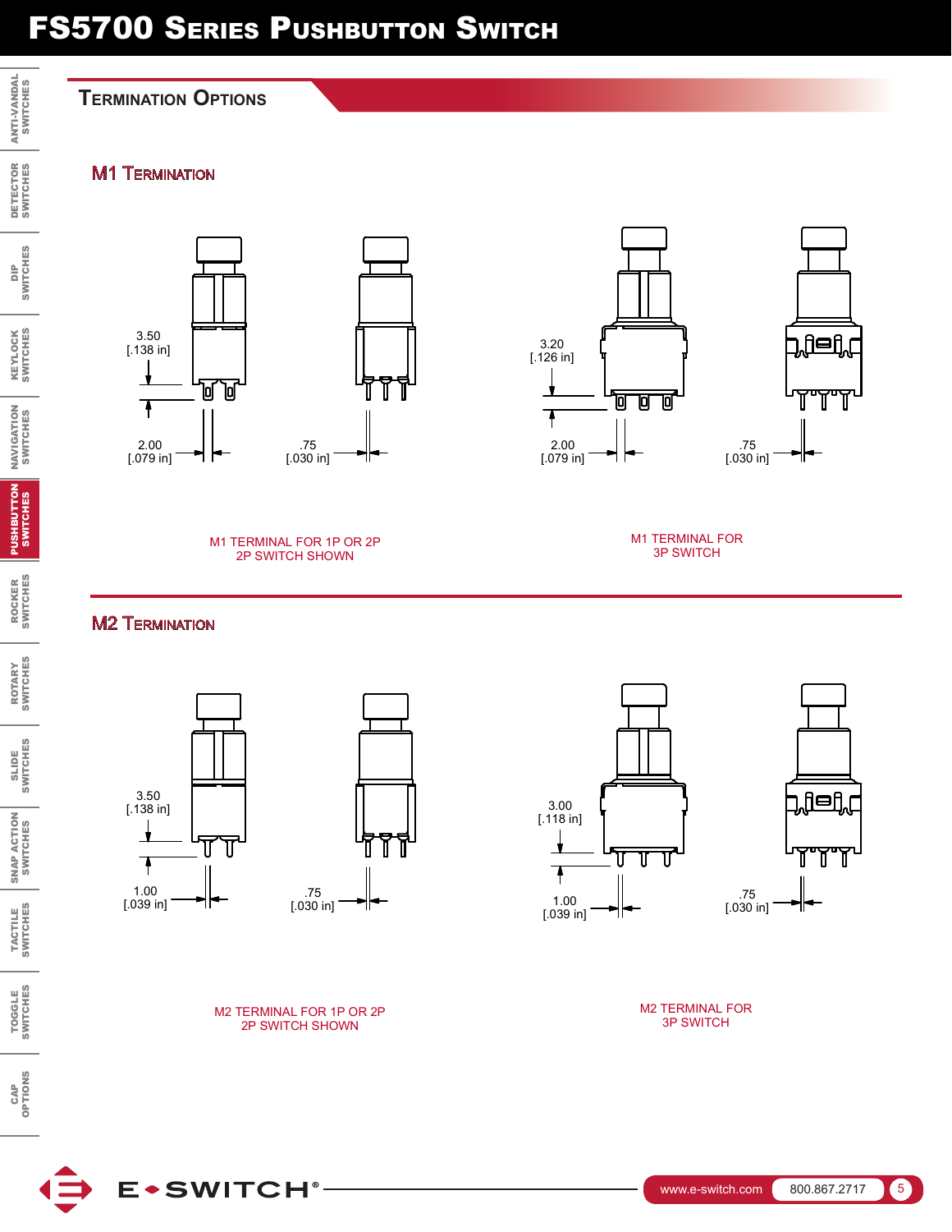## Termination Options

### M1 Termination

3.50
[.138 in]

2.00
[.079 in]

.75
[.030 in]

M1 TERMINAL FOR 1P OR 2P
2P SWITCH SHOWN

3.20
[.126 in]

2.00
[.079 in]

.75
[.030 in]

M1 TERMINAL FOR
3P SWITCH

### M2 Termination

3.50
[.138 in]

1.00
[.039 in]

.75
[.030 in]

M2 TERMINAL FOR 1P OR 2P
2P SWITCH SHOWN

3.00
[.118 in]

1.00
[.039 in]

.75
[.030 in]

M2 TERMINAL FOR
3P SWITCH